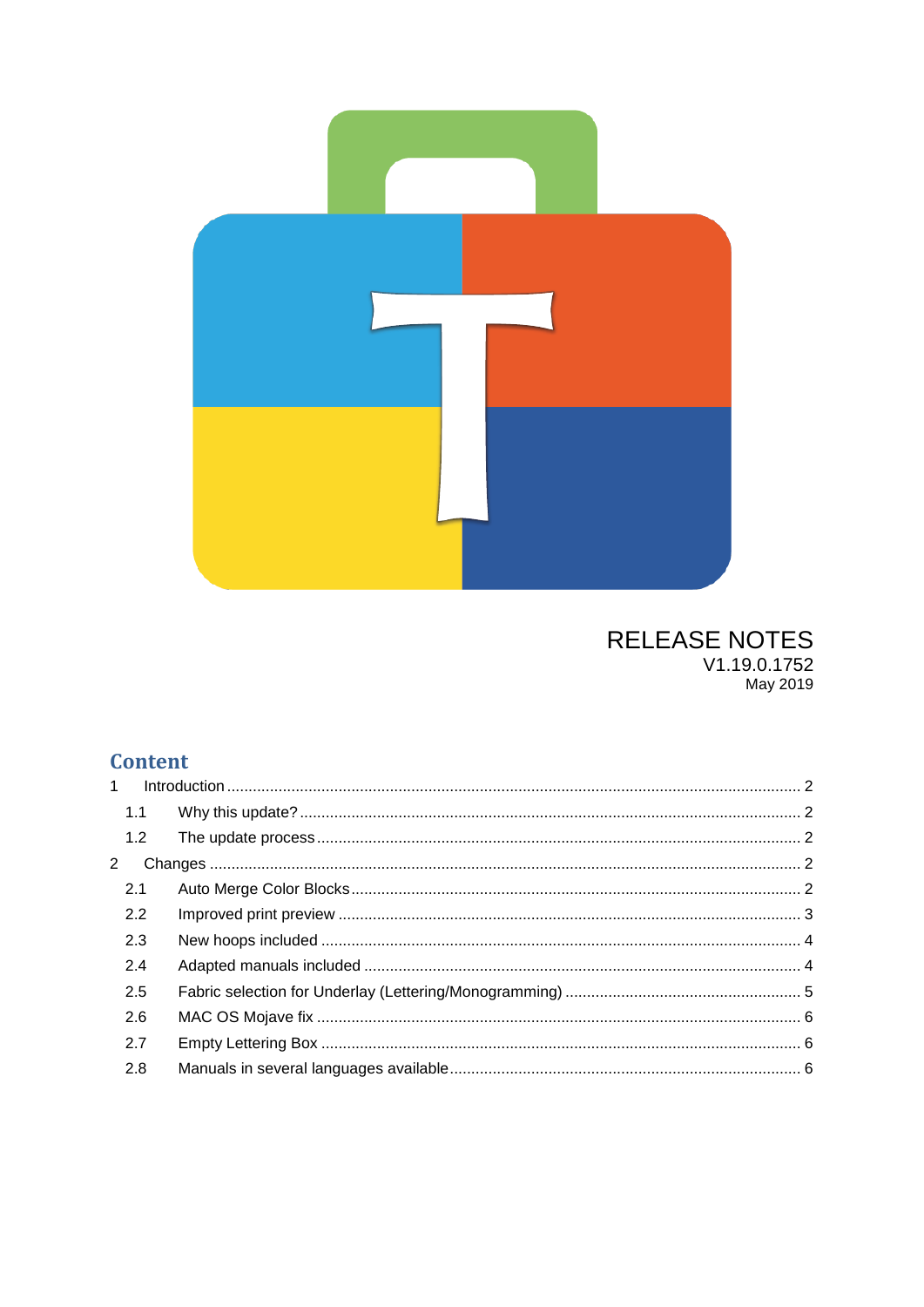RELEASE NOTES
V1.19.0.1752
May 2019

## Content

1 Introduction ........ 2
  1.1 Why this update? ........ 2
  1.2 The update process ........ 2
2 Changes ........ 2
  2.1 Auto Merge Color Blocks ........ 2
  2.2 Improved print preview ........ 3
  2.3 New hoops included ........ 4
  2.4 Adapted manuals included ........ 4
  2.5 Fabric selection for Underlay (Lettering/Monogramming) ........ 5
  2.6 MAC OS Mojave fix ........ 6
  2.7 Empty Lettering Box ........ 6
  2.8 Manuals in several languages available ........ 6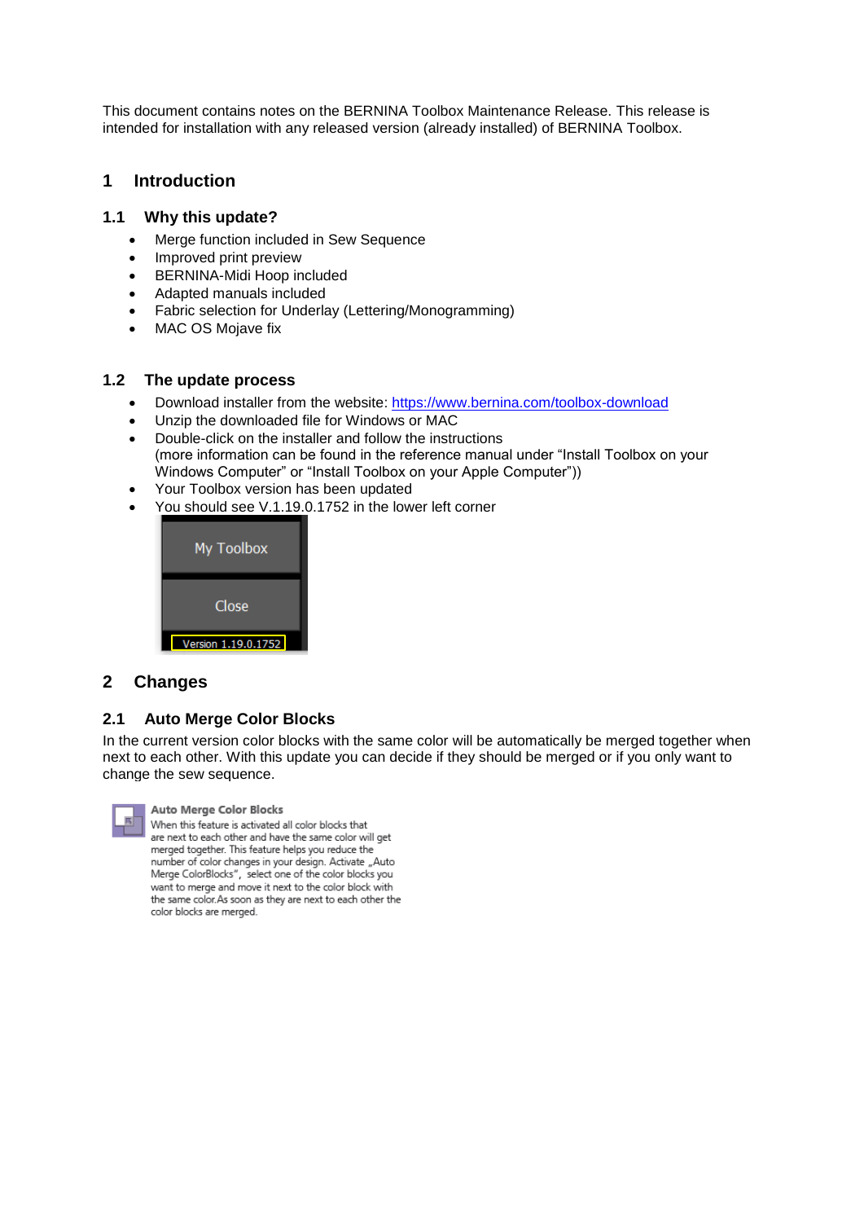This document contains notes on the BERNINA Toolbox Maintenance Release. This release is intended for installation with any released version (already installed) of BERNINA Toolbox.

# 1 Introduction

## 1.1 Why this update?

- Merge function included in Sew Sequence
- Improved print preview
- BERNINA-Midi Hoop included
- Adapted manuals included
- Fabric selection for Underlay (Lettering/Monogramming)
- MAC OS Mojave fix

## 1.2 The update process

- Download installer from the website: [https://www.bernina.com/toolbox-download](https://www.bernina.com/toolbox-download)
- Unzip the downloaded file for Windows or MAC
- Double-click on the installer and follow the instructions (more information can be found in the reference manual under “Install Toolbox on your Windows Computer” or “Install Toolbox on your Apple Computer”))
- Your Toolbox version has been updated
- You should see V.1.19.0.1752 in the lower left corner

My Toolbox

Close

Version 1.19.0.1752

# 2 Changes

## 2.1 Auto Merge Color Blocks

In the current version color blocks with the same color will be automatically be merged together when next to each other. With this update you can decide if they should be merged or if you only want to change the sew sequence.

**Auto Merge Color Blocks**

When this feature is activated all color blocks that are next to each other and have the same color will get merged together. This feature helps you reduce the number of color changes in your design. Activate „Auto Merge ColorBlocks“, select one of the color blocks you want to merge and move it next to the color block with the same color.As soon as they are next to each other the color blocks are merged.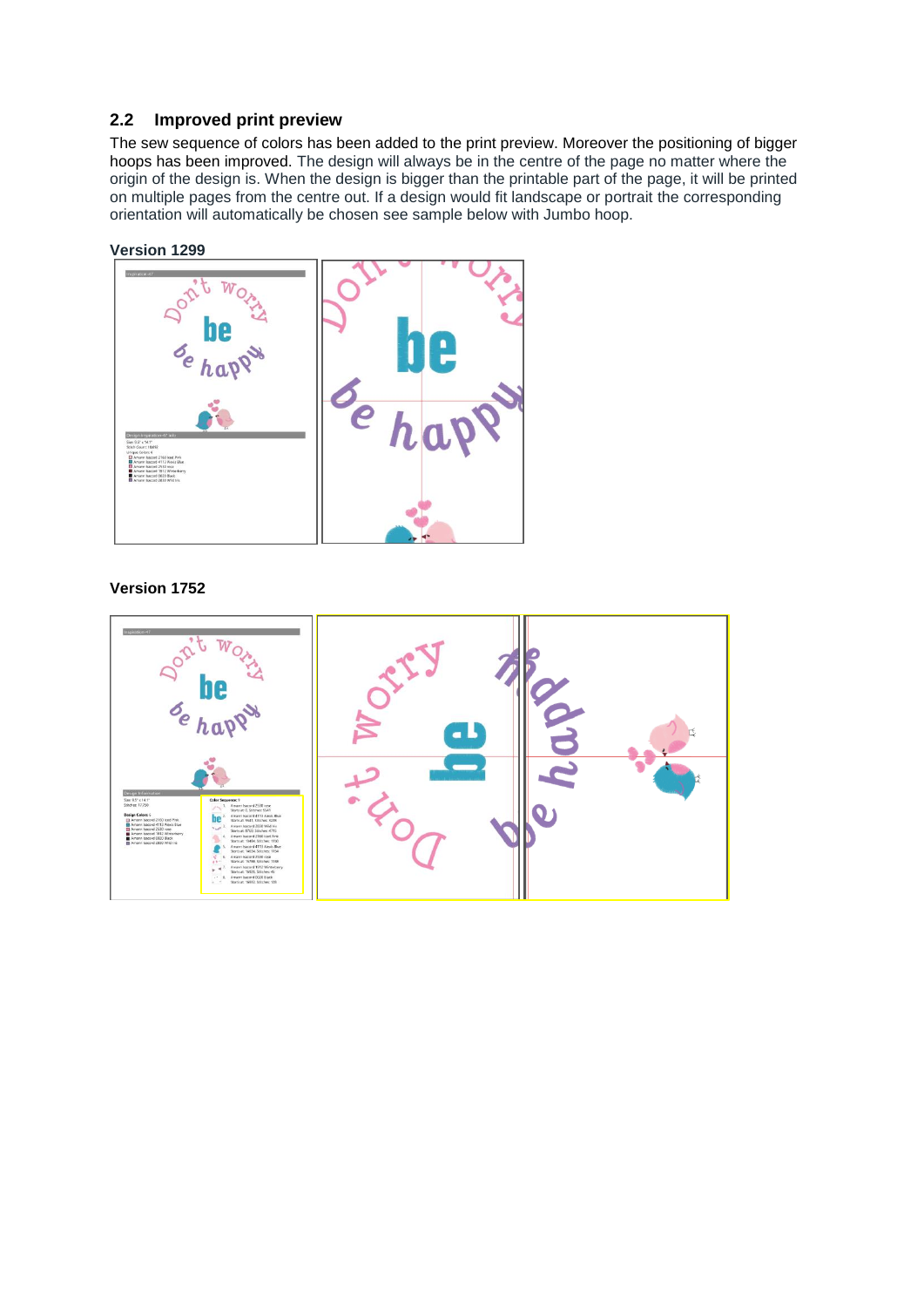## 2.2 Improved print preview

The sew sequence of colors has been added to the print preview. Moreover the positioning of bigger hoops has been improved. The design will always be in the centre of the page no matter where the origin of the design is. When the design is bigger than the printable part of the page, it will be printed on multiple pages from the centre out. If a design would fit landscape or portrait the corresponding orientation will automatically be chosen see sample below with Jumbo hoop.

**Version 1299**

**Version 1752**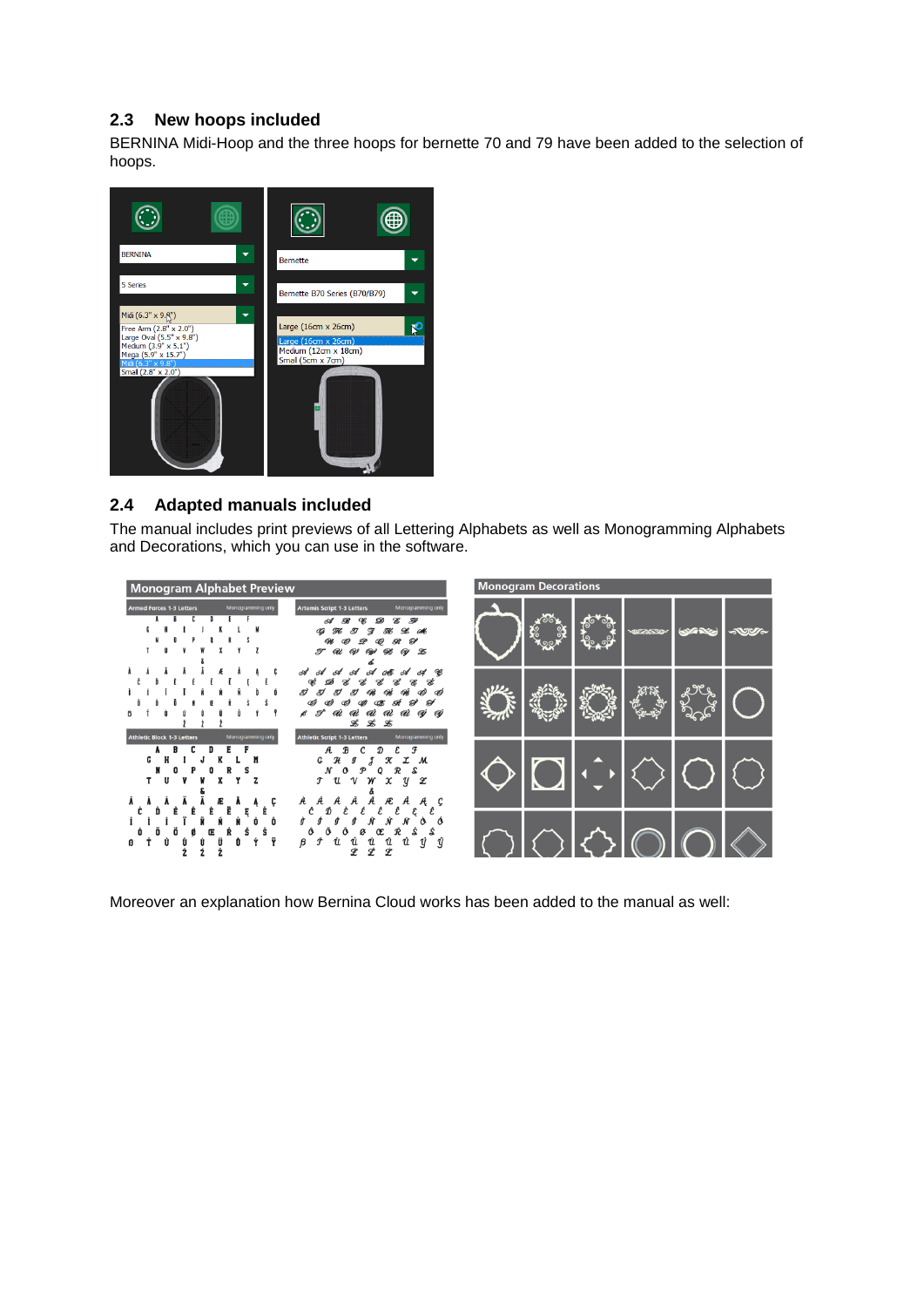## 2.3 New hoops included

BERNINA Midi-Hoop and the three hoops for bernette 70 and 79 have been added to the selection of hoops.

## 2.4 Adapted manuals included

The manual includes print previews of all Lettering Alphabets as well as Monogramming Alphabets and Decorations, which you can use in the software.

Moreover an explanation how Bernina Cloud works has been added to the manual as well: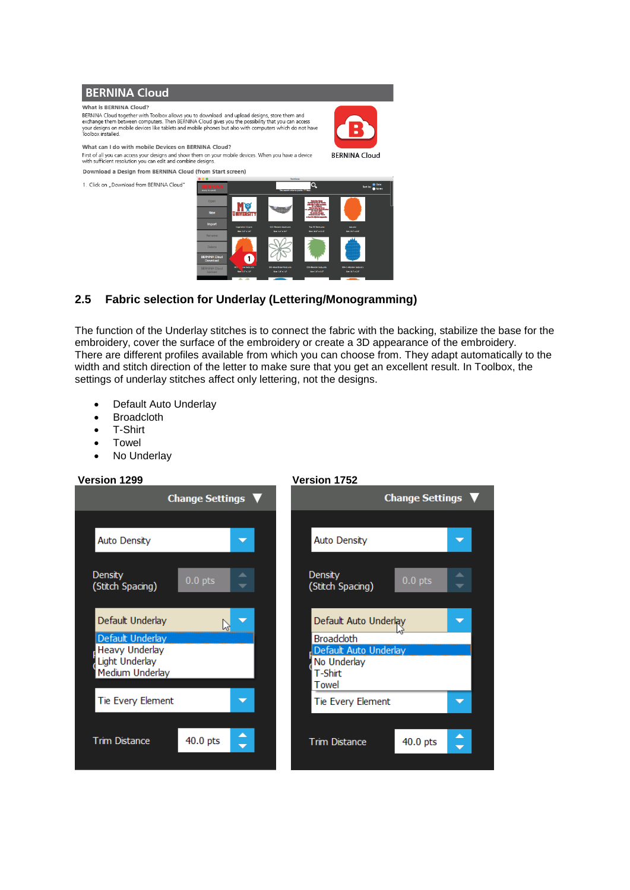## BERNINA Cloud

**What is BERNINA Cloud?**

BERNINA Cloud together with Toolbox allows you to download and upload designs, store them and exchange them between computers. Then BERNINA Cloud gives you the possibility that you can access your designs on mobile devices like tablets and mobile phones but also with computers which do not have Toolbox installed.

**What can I do with mobile Devices on BERNINA Cloud?**

First of all you can access your designs and show them on your mobile devices. When you have a device with sufficient resolution you can edit and combine designs.

**Download a Design from BERNINA Cloud (from Start screen)**

1. Click on „Download from BERNINA Cloud"

### 2.5 Fabric selection for Underlay (Lettering/Monogramming)

The function of the Underlay stitches is to connect the fabric with the backing, stabilize the base for the embroidery, cover the surface of the embroidery or create a 3D appearance of the embroidery. There are different profiles available from which you can choose from. They adapt automatically to the width and stitch direction of the letter to make sure that you get an excellent result. In Toolbox, the settings of underlay stitches affect only lettering, not the designs.

- Default Auto Underlay
- Broadcloth
- T-Shirt
- Towel
- No Underlay

**Version 1299**

Change Settings

- Auto Density
- Density (Stitch Spacing): 0.0 pts
- Default Underlay
  - Default Underlay
  - Heavy Underlay
  - Light Underlay
  - Medium Underlay
- Tie Every Element
- Trim Distance: 40.0 pts

**Version 1752**

Change Settings

- Auto Density
- Density (Stitch Spacing): 0.0 pts
- Default Auto Underlay
  - Broadcloth
  - Default Auto Underlay
  - No Underlay
  - T-Shirt
  - Towel
- Tie Every Element
- Trim Distance: 40.0 pts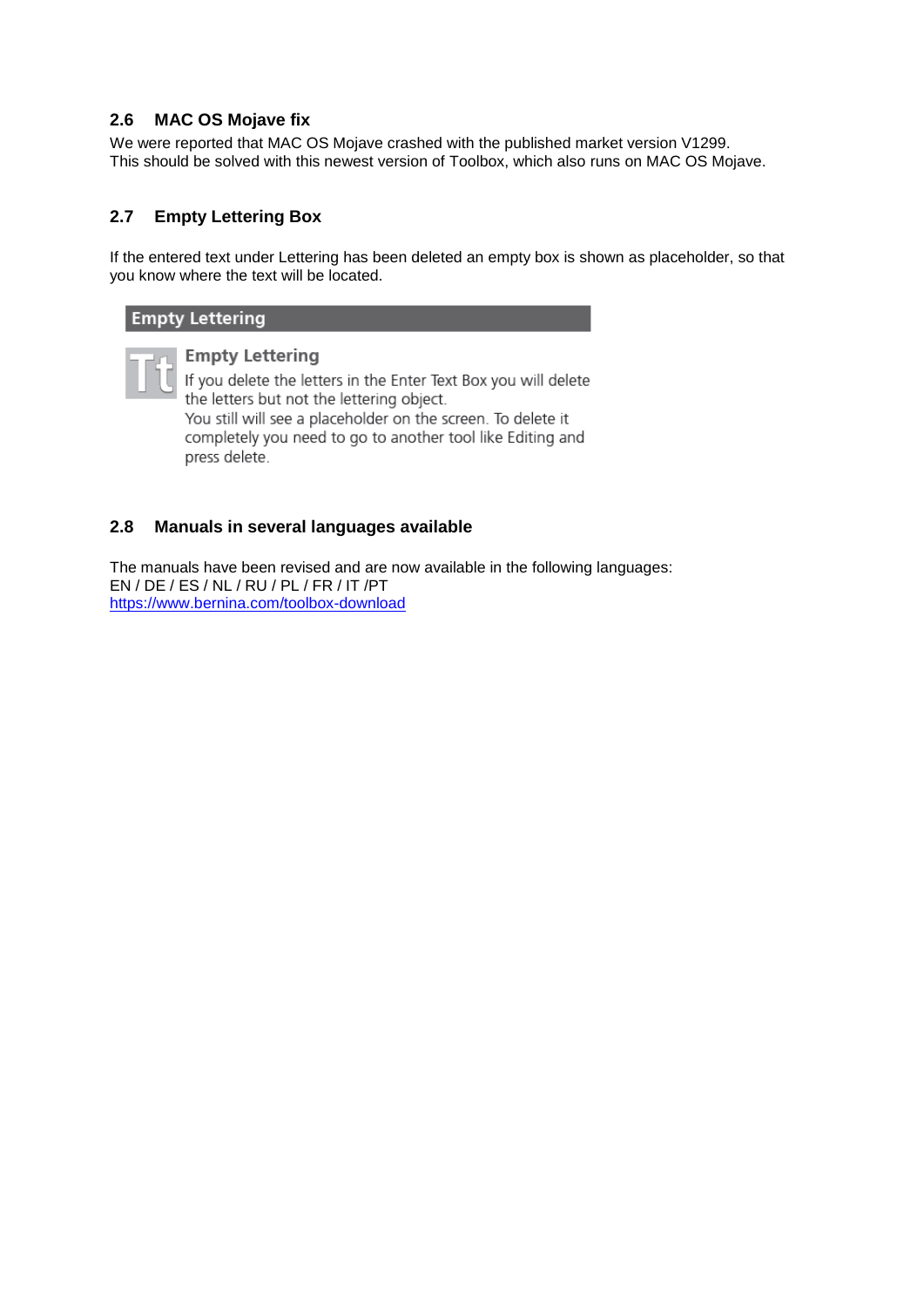## 2.6 MAC OS Mojave fix

We were reported that MAC OS Mojave crashed with the published market version V1299.
This should be solved with this newest version of Toolbox, which also runs on MAC OS Mojave.

## 2.7 Empty Lettering Box

If the entered text under Lettering has been deleted an empty box is shown as placeholder, so that you know where the text will be located.

**Empty Lettering**

**Empty Lettering**

If you delete the letters in the Enter Text Box you will delete the letters but not the lettering object.
You still will see a placeholder on the screen. To delete it completely you need to go to another tool like Editing and press delete.

## 2.8 Manuals in several languages available

The manuals have been revised and are now available in the following languages:
EN / DE / ES / NL / RU / PL / FR / IT /PT
https://www.bernina.com/toolbox-download